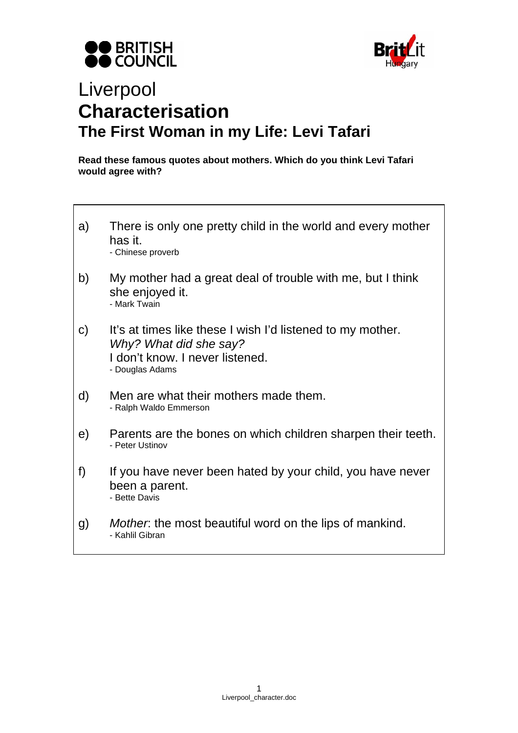# Liverpool

## Characterisation

### The First Woman in my Life: Levi Tafari

**Read these famous quotes about mothers. Which do you think Levi Tafari would agree with?**

a) There is only one pretty child in the world and every mother has it.
- Chinese proverb

b) My mother had a great deal of trouble with me, but I think she enjoyed it.
- Mark Twain

c) It's at times like these I wish I'd listened to my mother.
*Why? What did she say?*
I don't know. I never listened.
- Douglas Adams

d) Men are what their mothers made them.
- Ralph Waldo Emmerson

e) Parents are the bones on which children sharpen their teeth.
- Peter Ustinov

f) If you have never been hated by your child, you have never been a parent.
- Bette Davis

g) *Mother*: the most beautiful word on the lips of mankind.
- Kahlil Gibran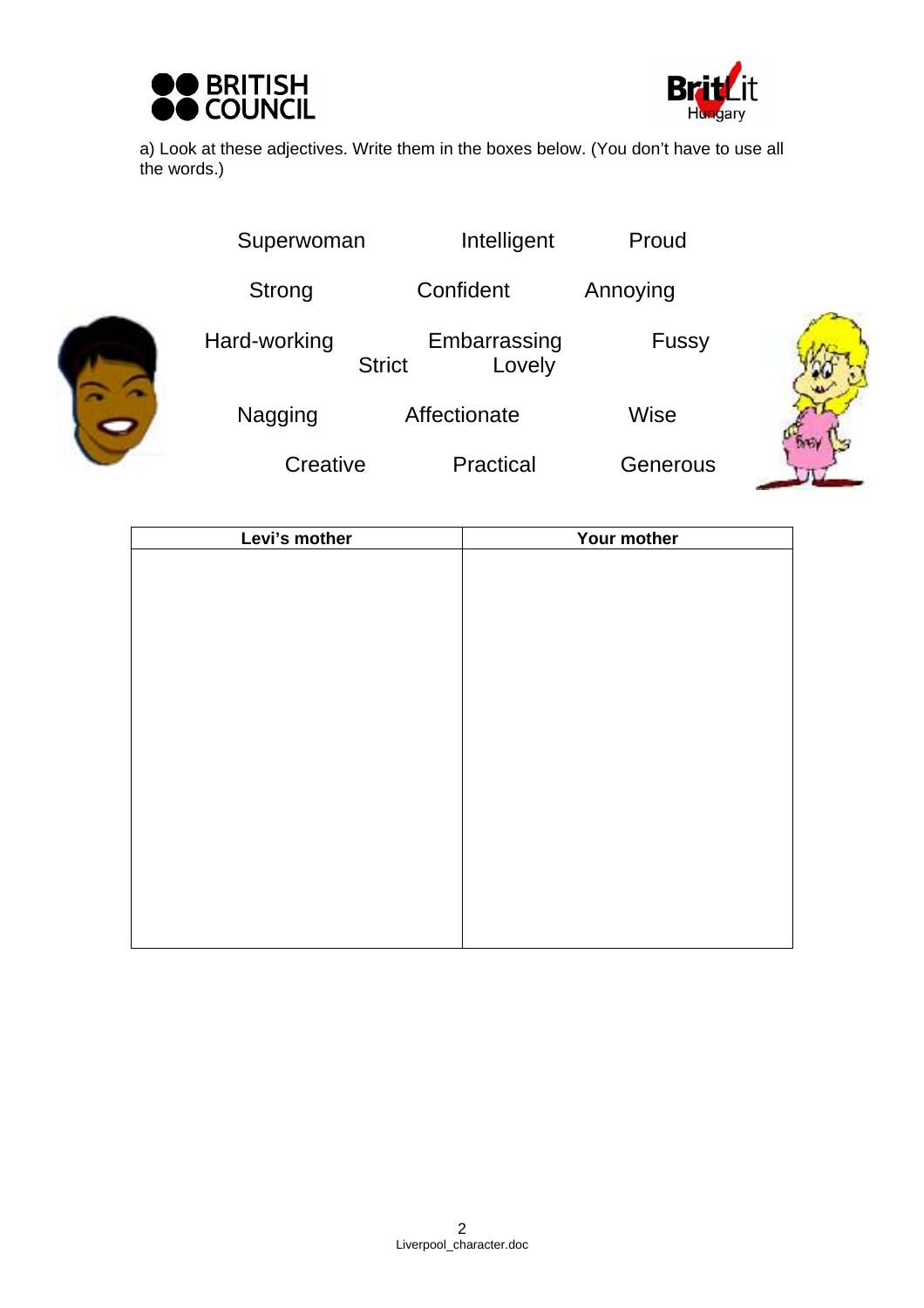a) Look at these adjectives. Write them in the boxes below. (You don't have to use all the words.)

Superwoman | Intelligent | Proud

Strong | Confident | Annoying

Hard-working | Strict | Embarrassing | Lovely | Fussy

Nagging | Affectionate | Wise

Creative | Practical | Generous

| Levi's mother | Your mother |
| --- | --- |
| | |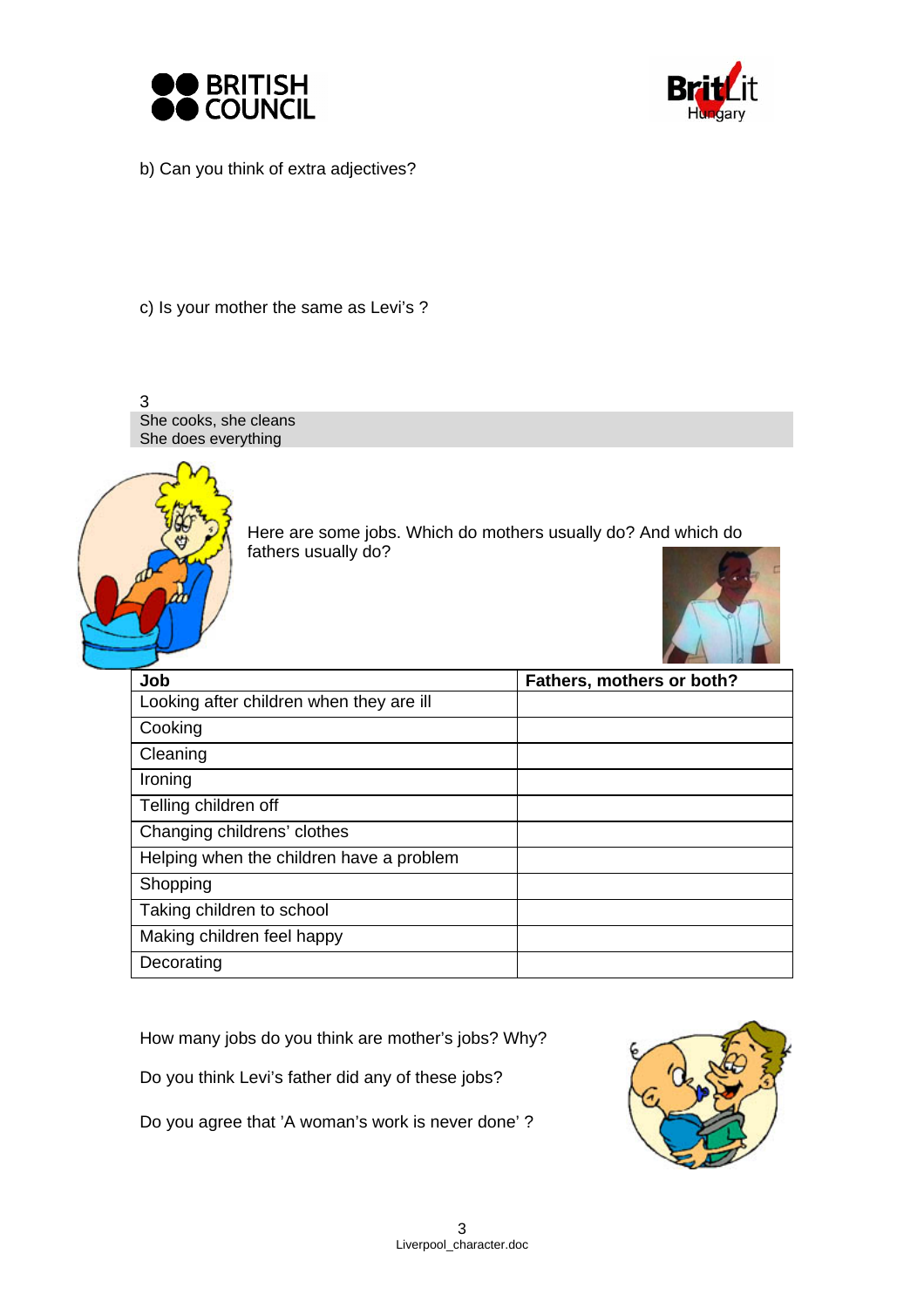b) Can you think of extra adjectives?

c) Is your mother the same as Levi's ?

3

She cooks, she cleans
She does everything

Here are some jobs. Which do mothers usually do? And which do fathers usually do?

| Job | Fathers, mothers or both? |
| --- | --- |
| Looking after children when they are ill | |
| Cooking | |
| Cleaning | |
| Ironing | |
| Telling children off | |
| Changing childrens' clothes | |
| Helping when the children have a problem | |
| Shopping | |
| Taking children to school | |
| Making children feel happy | |
| Decorating | |

How many jobs do you think are mother's jobs? Why?

Do you think Levi's father did any of these jobs?

Do you agree that 'A woman's work is never done' ?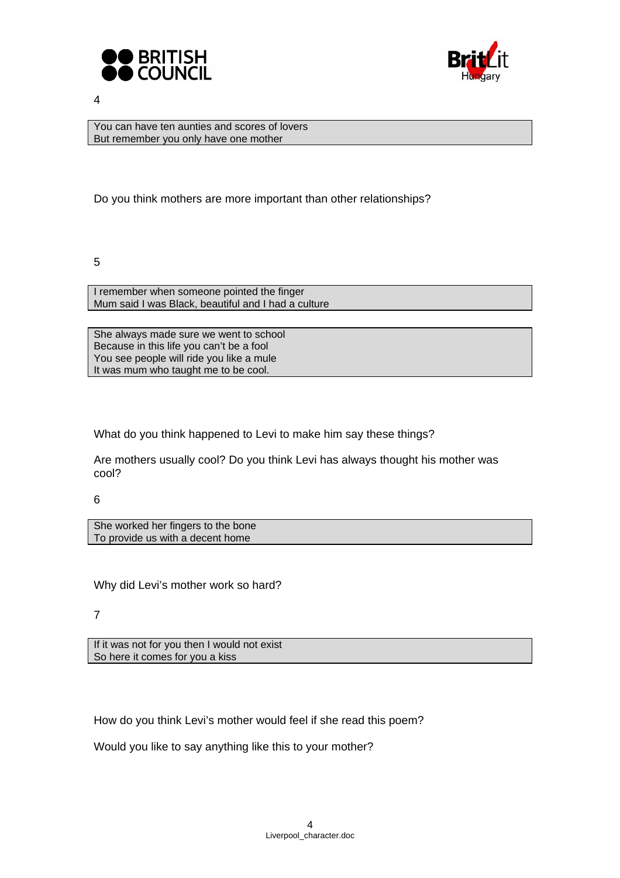4

> You can have ten aunties and scores of lovers
> But remember you only have one mother

Do you think mothers are more important than other relationships?

5

> I remember when someone pointed the finger
> Mum said I was Black, beautiful and I had a culture

> She always made sure we went to school
> Because in this life you can't be a fool
> You see people will ride you like a mule
> It was mum who taught me to be cool.

What do you think happened to Levi to make him say these things?

Are mothers usually cool? Do you think Levi has always thought his mother was cool?

6

> She worked her fingers to the bone
> To provide us with a decent home

Why did Levi's mother work so hard?

7

> If it was not for you then I would not exist
> So here it comes for you a kiss

How do you think Levi's mother would feel if she read this poem?

Would you like to say anything like this to your mother?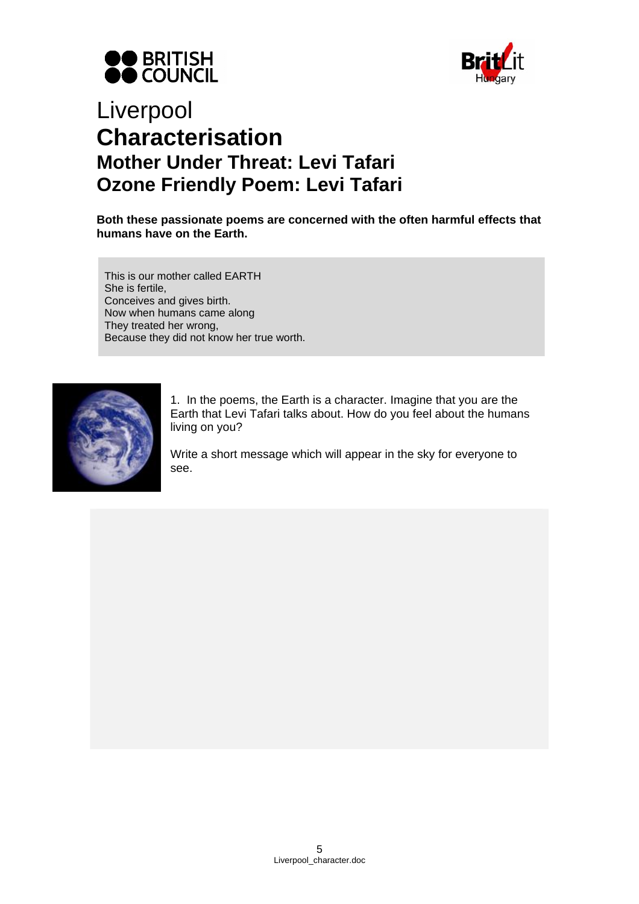Liverpool

# Characterisation

## Mother Under Threat: Levi Tafari
## Ozone Friendly Poem: Levi Tafari

**Both these passionate poems are concerned with the often harmful effects that humans have on the Earth.**

This is our mother called EARTH  
She is fertile,  
Conceives and gives birth.  
Now when humans came along  
They treated her wrong,  
Because they did not know her true worth.

1. In the poems, the Earth is a character. Imagine that you are the Earth that Levi Tafari talks about. How do you feel about the humans living on you?

Write a short message which will appear in the sky for everyone to see.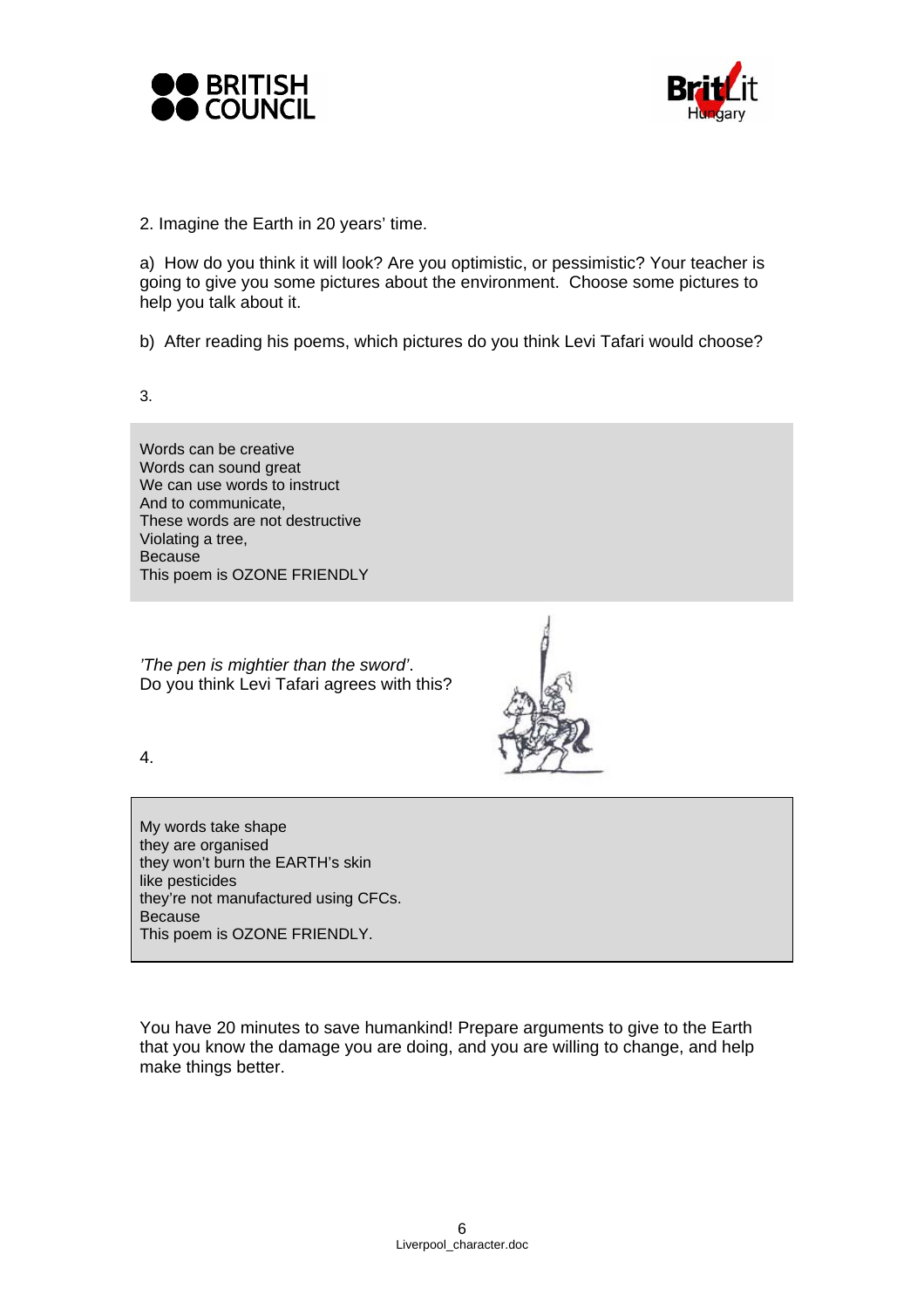2. Imagine the Earth in 20 years' time.

a) How do you think it will look? Are you optimistic, or pessimistic? Your teacher is going to give you some pictures about the environment. Choose some pictures to help you talk about it.

b) After reading his poems, which pictures do you think Levi Tafari would choose?

3.

Words can be creative  
Words can sound great  
We can use words to instruct  
And to communicate,  
These words are not destructive  
Violating a tree,  
Because  
This poem is OZONE FRIENDLY

*'The pen is mightier than the sword'.*  
Do you think Levi Tafari agrees with this?

4.

My words take shape  
they are organised  
they won't burn the EARTH's skin  
like pesticides  
they're not manufactured using CFCs.  
Because  
This poem is OZONE FRIENDLY.

You have 20 minutes to save humankind! Prepare arguments to give to the Earth that you know the damage you are doing, and you are willing to change, and help make things better.